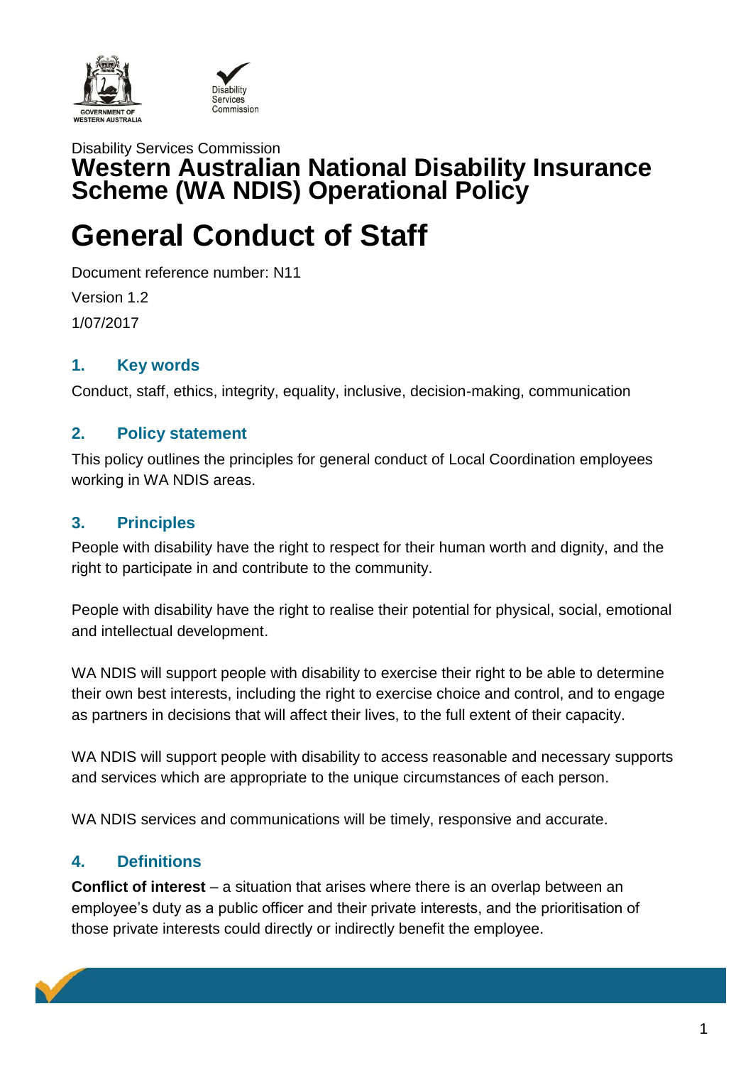Disability Services Commission

# Western Australian National Disability Insurance Scheme (WA NDIS) Operational Policy

# General Conduct of Staff

Document reference number: N11

Version 1.2

1/07/2017

## 1. Key words

Conduct, staff, ethics, integrity, equality, inclusive, decision-making, communication

## 2. Policy statement

This policy outlines the principles for general conduct of Local Coordination employees working in WA NDIS areas.

## 3. Principles

People with disability have the right to respect for their human worth and dignity, and the right to participate in and contribute to the community.

People with disability have the right to realise their potential for physical, social, emotional and intellectual development.

WA NDIS will support people with disability to exercise their right to be able to determine their own best interests, including the right to exercise choice and control, and to engage as partners in decisions that will affect their lives, to the full extent of their capacity.

WA NDIS will support people with disability to access reasonable and necessary supports and services which are appropriate to the unique circumstances of each person.

WA NDIS services and communications will be timely, responsive and accurate.

## 4. Definitions

**Conflict of interest** – a situation that arises where there is an overlap between an employee's duty as a public officer and their private interests, and the prioritisation of those private interests could directly or indirectly benefit the employee.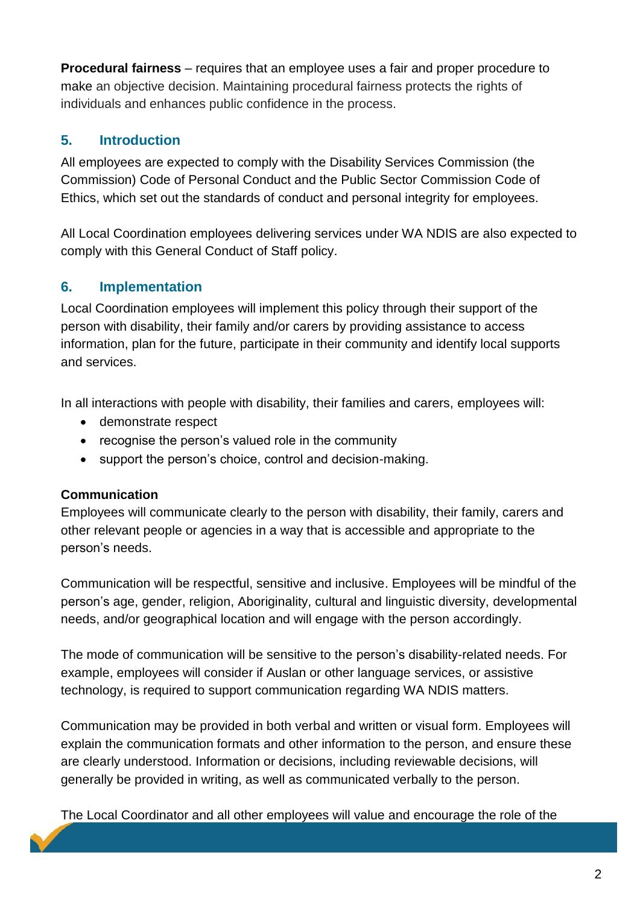**Procedural fairness** – requires that an employee uses a fair and proper procedure to make an objective decision. Maintaining procedural fairness protects the rights of individuals and enhances public confidence in the process.

## 5. Introduction

All employees are expected to comply with the Disability Services Commission (the Commission) Code of Personal Conduct and the Public Sector Commission Code of Ethics, which set out the standards of conduct and personal integrity for employees.

All Local Coordination employees delivering services under WA NDIS are also expected to comply with this General Conduct of Staff policy.

## 6. Implementation

Local Coordination employees will implement this policy through their support of the person with disability, their family and/or carers by providing assistance to access information, plan for the future, participate in their community and identify local supports and services.

In all interactions with people with disability, their families and carers, employees will:

- demonstrate respect
- recognise the person's valued role in the community
- support the person's choice, control and decision-making.

**Communication**

Employees will communicate clearly to the person with disability, their family, carers and other relevant people or agencies in a way that is accessible and appropriate to the person's needs.

Communication will be respectful, sensitive and inclusive. Employees will be mindful of the person's age, gender, religion, Aboriginality, cultural and linguistic diversity, developmental needs, and/or geographical location and will engage with the person accordingly.

The mode of communication will be sensitive to the person's disability-related needs. For example, employees will consider if Auslan or other language services, or assistive technology, is required to support communication regarding WA NDIS matters.

Communication may be provided in both verbal and written or visual form. Employees will explain the communication formats and other information to the person, and ensure these are clearly understood. Information or decisions, including reviewable decisions, will generally be provided in writing, as well as communicated verbally to the person.

The Local Coordinator and all other employees will value and encourage the role of the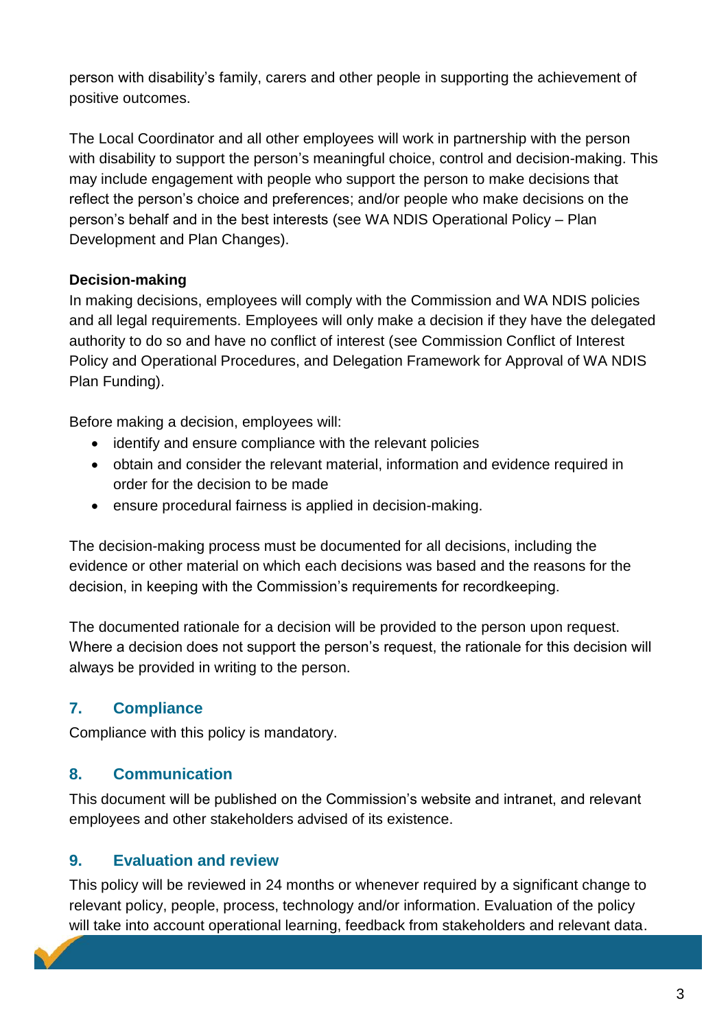person with disability's family, carers and other people in supporting the achievement of positive outcomes.

The Local Coordinator and all other employees will work in partnership with the person with disability to support the person's meaningful choice, control and decision-making. This may include engagement with people who support the person to make decisions that reflect the person's choice and preferences; and/or people who make decisions on the person's behalf and in the best interests (see WA NDIS Operational Policy – Plan Development and Plan Changes).

**Decision-making**

In making decisions, employees will comply with the Commission and WA NDIS policies and all legal requirements. Employees will only make a decision if they have the delegated authority to do so and have no conflict of interest (see Commission Conflict of Interest Policy and Operational Procedures, and Delegation Framework for Approval of WA NDIS Plan Funding).

Before making a decision, employees will:

- identify and ensure compliance with the relevant policies
- obtain and consider the relevant material, information and evidence required in order for the decision to be made
- ensure procedural fairness is applied in decision-making.

The decision-making process must be documented for all decisions, including the evidence or other material on which each decisions was based and the reasons for the decision, in keeping with the Commission's requirements for recordkeeping.

The documented rationale for a decision will be provided to the person upon request. Where a decision does not support the person's request, the rationale for this decision will always be provided in writing to the person.

## 7. Compliance

Compliance with this policy is mandatory.

## 8. Communication

This document will be published on the Commission's website and intranet, and relevant employees and other stakeholders advised of its existence.

## 9. Evaluation and review

This policy will be reviewed in 24 months or whenever required by a significant change to relevant policy, people, process, technology and/or information. Evaluation of the policy will take into account operational learning, feedback from stakeholders and relevant data.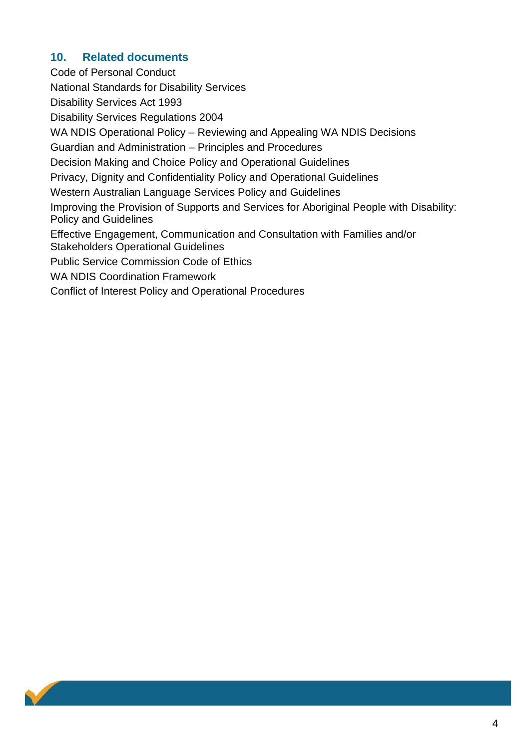## 10. Related documents

Code of Personal Conduct

National Standards for Disability Services

Disability Services Act 1993

Disability Services Regulations 2004

WA NDIS Operational Policy – Reviewing and Appealing WA NDIS Decisions

Guardian and Administration – Principles and Procedures

Decision Making and Choice Policy and Operational Guidelines

Privacy, Dignity and Confidentiality Policy and Operational Guidelines

Western Australian Language Services Policy and Guidelines

Improving the Provision of Supports and Services for Aboriginal People with Disability: Policy and Guidelines

Effective Engagement, Communication and Consultation with Families and/or Stakeholders Operational Guidelines

Public Service Commission Code of Ethics

WA NDIS Coordination Framework

Conflict of Interest Policy and Operational Procedures